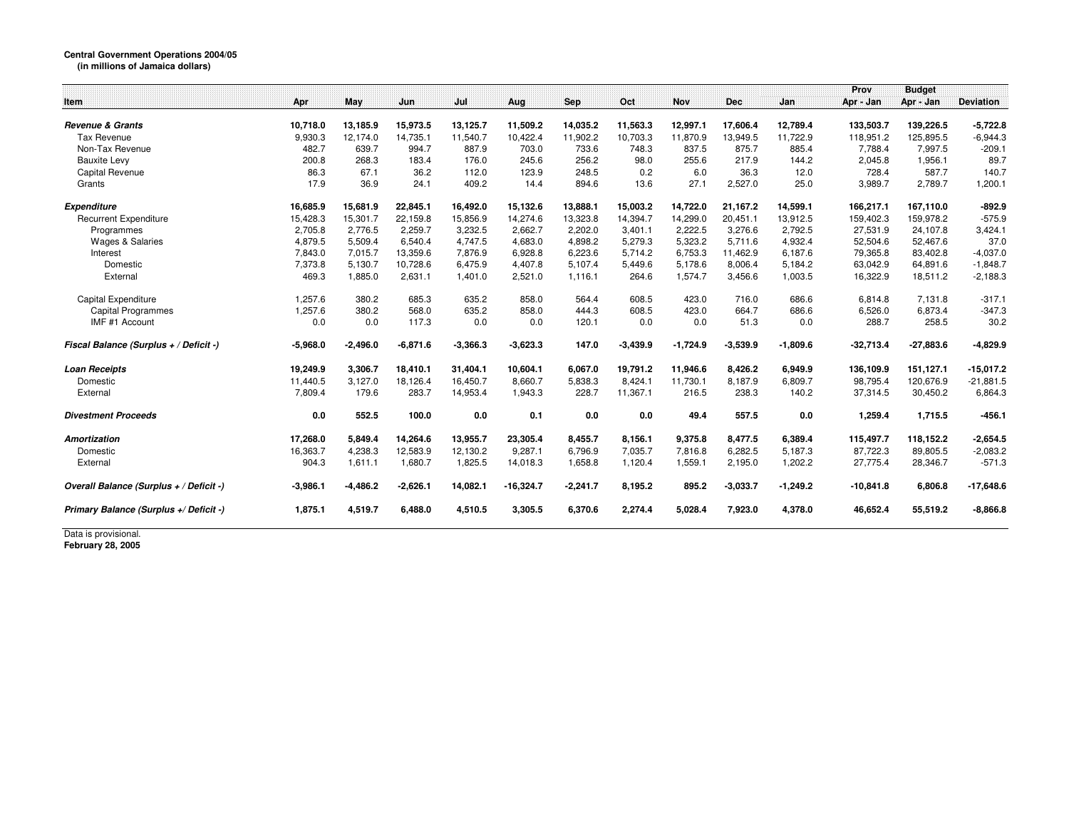**Central Government Operations 2004/05**
**(in millions of Jamaica dollars)**

| Item | Apr | May | Jun | Jul | Aug | Sep | Oct | Nov | Dec | Jan | Prov Apr - Jan | Budget Apr - Jan | Deviation |
|---|---|---|---|---|---|---|---|---|---|---|---|---|---|
| ***Revenue & Grants*** | **10,718.0** | **13,185.9** | **15,973.5** | **13,125.7** | **11,509.2** | **14,035.2** | **11,563.3** | **12,997.1** | **17,606.4** | **12,789.4** | **133,503.7** | **139,226.5** | **-5,722.8** |
| Tax Revenue | 9,930.3 | 12,174.0 | 14,735.1 | 11,540.7 | 10,422.4 | 11,902.2 | 10,703.3 | 11,870.9 | 13,949.5 | 11,722.9 | 118,951.2 | 125,895.5 | -6,944.3 |
| Non-Tax Revenue | 482.7 | 639.7 | 994.7 | 887.9 | 703.0 | 733.6 | 748.3 | 837.5 | 875.7 | 885.4 | 7,788.4 | 7,997.5 | -209.1 |
| Bauxite Levy | 200.8 | 268.3 | 183.4 | 176.0 | 245.6 | 256.2 | 98.0 | 255.6 | 217.9 | 144.2 | 2,045.8 | 1,956.1 | 89.7 |
| Capital Revenue | 86.3 | 67.1 | 36.2 | 112.0 | 123.9 | 248.5 | 0.2 | 6.0 | 36.3 | 12.0 | 728.4 | 587.7 | 140.7 |
| Grants | 17.9 | 36.9 | 24.1 | 409.2 | 14.4 | 894.6 | 13.6 | 27.1 | 2,527.0 | 25.0 | 3,989.7 | 2,789.7 | 1,200.1 |
| ***Expenditure*** | **16,685.9** | **15,681.9** | **22,845.1** | **16,492.0** | **15,132.6** | **13,888.1** | **15,003.2** | **14,722.0** | **21,167.2** | **14,599.1** | **166,217.1** | **167,110.0** | **-892.9** |
| Recurrent Expenditure | 15,428.3 | 15,301.7 | 22,159.8 | 15,856.9 | 14,274.6 | 13,323.8 | 14,394.7 | 14,299.0 | 20,451.1 | 13,912.5 | 159,402.3 | 159,978.2 | -575.9 |
| Programmes | 2,705.8 | 2,776.5 | 2,259.7 | 3,232.5 | 2,662.7 | 2,202.0 | 3,401.1 | 2,222.5 | 3,276.6 | 2,792.5 | 27,531.9 | 24,107.8 | 3,424.1 |
| Wages & Salaries | 4,879.5 | 5,509.4 | 6,540.4 | 4,747.5 | 4,683.0 | 4,898.2 | 5,279.3 | 5,323.2 | 5,711.6 | 4,932.4 | 52,504.6 | 52,467.6 | 37.0 |
| Interest | 7,843.0 | 7,015.7 | 13,359.6 | 7,876.9 | 6,928.8 | 6,223.6 | 5,714.2 | 6,753.3 | 11,462.9 | 6,187.6 | 79,365.8 | 83,402.8 | -4,037.0 |
| Domestic | 7,373.8 | 5,130.7 | 10,728.6 | 6,475.9 | 4,407.8 | 5,107.4 | 5,449.6 | 5,178.6 | 8,006.4 | 5,184.2 | 63,042.9 | 64,891.6 | -1,848.7 |
| External | 469.3 | 1,885.0 | 2,631.1 | 1,401.0 | 2,521.0 | 1,116.1 | 264.6 | 1,574.7 | 3,456.6 | 1,003.5 | 16,322.9 | 18,511.2 | -2,188.3 |
| Capital Expenditure | 1,257.6 | 380.2 | 685.3 | 635.2 | 858.0 | 564.4 | 608.5 | 423.0 | 716.0 | 686.6 | 6,814.8 | 7,131.8 | -317.1 |
| Capital Programmes | 1,257.6 | 380.2 | 568.0 | 635.2 | 858.0 | 444.3 | 608.5 | 423.0 | 664.7 | 686.6 | 6,526.0 | 6,873.4 | -347.3 |
| IMF #1 Account | 0.0 | 0.0 | 117.3 | 0.0 | 0.0 | 120.1 | 0.0 | 0.0 | 51.3 | 0.0 | 288.7 | 258.5 | 30.2 |
| ***Fiscal Balance (Surplus + / Deficit -)*** | **-5,968.0** | **-2,496.0** | **-6,871.6** | **-3,366.3** | **-3,623.3** | **147.0** | **-3,439.9** | **-1,724.9** | **-3,539.9** | **-1,809.6** | **-32,713.4** | **-27,883.6** | **-4,829.9** |
| ***Loan Receipts*** | **19,249.9** | **3,306.7** | **18,410.1** | **31,404.1** | **10,604.1** | **6,067.0** | **19,791.2** | **11,946.6** | **8,426.2** | **6,949.9** | **136,109.9** | **151,127.1** | **-15,017.2** |
| Domestic | 11,440.5 | 3,127.0 | 18,126.4 | 16,450.7 | 8,660.7 | 5,838.3 | 8,424.1 | 11,730.1 | 8,187.9 | 6,809.7 | 98,795.4 | 120,676.9 | -21,881.5 |
| External | 7,809.4 | 179.6 | 283.7 | 14,953.4 | 1,943.3 | 228.7 | 11,367.1 | 216.5 | 238.3 | 140.2 | 37,314.5 | 30,450.2 | 6,864.3 |
| ***Divestment Proceeds*** | **0.0** | **552.5** | **100.0** | **0.0** | **0.1** | **0.0** | **0.0** | **49.4** | **557.5** | **0.0** | **1,259.4** | **1,715.5** | **-456.1** |
| ***Amortization*** | **17,268.0** | **5,849.4** | **14,264.6** | **13,955.7** | **23,305.4** | **8,455.7** | **8,156.1** | **9,375.8** | **8,477.5** | **6,389.4** | **115,497.7** | **118,152.2** | **-2,654.5** |
| Domestic | 16,363.7 | 4,238.3 | 12,583.9 | 12,130.2 | 9,287.1 | 6,796.9 | 7,035.7 | 7,816.8 | 6,282.5 | 5,187.3 | 87,722.3 | 89,805.5 | -2,083.2 |
| External | 904.3 | 1,611.1 | 1,680.7 | 1,825.5 | 14,018.3 | 1,658.8 | 1,120.4 | 1,559.1 | 2,195.0 | 1,202.2 | 27,775.4 | 28,346.7 | -571.3 |
| ***Overall Balance (Surplus + / Deficit -)*** | **-3,986.1** | **-4,486.2** | **-2,626.1** | **14,082.1** | **-16,324.7** | **-2,241.7** | **8,195.2** | **895.2** | **-3,033.7** | **-1,249.2** | **-10,841.8** | **6,806.8** | **-17,648.6** |
| ***Primary Balance (Surplus +/ Deficit -)*** | **1,875.1** | **4,519.7** | **6,488.0** | **4,510.5** | **3,305.5** | **6,370.6** | **2,274.4** | **5,028.4** | **7,923.0** | **4,378.0** | **46,652.4** | **55,519.2** | **-8,866.8** |

Data is provisional.
**February 28, 2005**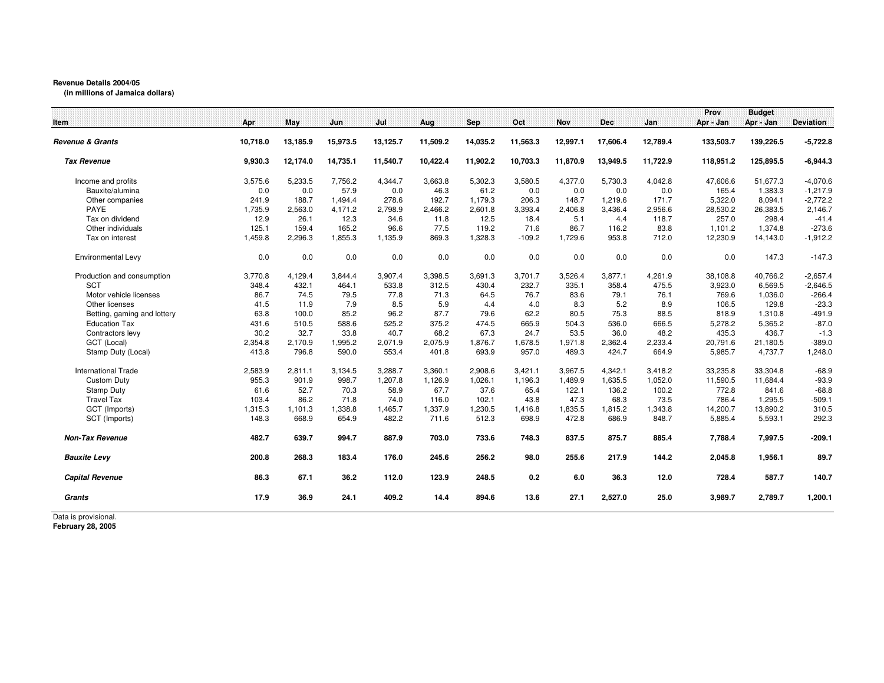**Revenue Details 2004/05**

**(in millions of Jamaica dollars)**

| Item | Apr | May | Jun | Jul | Aug | Sep | Oct | Nov | Dec | Jan | Prov Apr - Jan | Budget Apr - Jan | Deviation |
|---|---|---|---|---|---|---|---|---|---|---|---|---|---|
| ***Revenue & Grants*** | **10,718.0** | **13,185.9** | **15,973.5** | **13,125.7** | **11,509.2** | **14,035.2** | **11,563.3** | **12,997.1** | **17,606.4** | **12,789.4** | **133,503.7** | **139,226.5** | **-5,722.8** |
| ***Tax Revenue*** | **9,930.3** | **12,174.0** | **14,735.1** | **11,540.7** | **10,422.4** | **11,902.2** | **10,703.3** | **11,870.9** | **13,949.5** | **11,722.9** | **118,951.2** | **125,895.5** | **-6,944.3** |
| Income and profits | 3,575.6 | 5,233.5 | 7,756.2 | 4,344.7 | 3,663.8 | 5,302.3 | 3,580.5 | 4,377.0 | 5,730.3 | 4,042.8 | 47,606.6 | 51,677.3 | -4,070.6 |
| Bauxite/alumina | 0.0 | 0.0 | 57.9 | 0.0 | 46.3 | 61.2 | 0.0 | 0.0 | 0.0 | 0.0 | 165.4 | 1,383.3 | -1,217.9 |
| Other companies | 241.9 | 188.7 | 1,494.4 | 278.6 | 192.7 | 1,179.3 | 206.3 | 148.7 | 1,219.6 | 171.7 | 5,322.0 | 8,094.1 | -2,772.2 |
| PAYE | 1,735.9 | 2,563.0 | 4,171.2 | 2,798.9 | 2,466.2 | 2,601.8 | 3,393.4 | 2,406.8 | 3,436.4 | 2,956.6 | 28,530.2 | 26,383.5 | 2,146.7 |
| Tax on dividend | 12.9 | 26.1 | 12.3 | 34.6 | 11.8 | 12.5 | 18.4 | 5.1 | 4.4 | 118.7 | 257.0 | 298.4 | -41.4 |
| Other individuals | 125.1 | 159.4 | 165.2 | 96.6 | 77.5 | 119.2 | 71.6 | 86.7 | 116.2 | 83.8 | 1,101.2 | 1,374.8 | -273.6 |
| Tax on interest | 1,459.8 | 2,296.3 | 1,855.3 | 1,135.9 | 869.3 | 1,328.3 | -109.2 | 1,729.6 | 953.8 | 712.0 | 12,230.9 | 14,143.0 | -1,912.2 |
| Environmental Levy | 0.0 | 0.0 | 0.0 | 0.0 | 0.0 | 0.0 | 0.0 | 0.0 | 0.0 | 0.0 | 0.0 | 147.3 | -147.3 |
| Production and consumption | 3,770.8 | 4,129.4 | 3,844.4 | 3,907.4 | 3,398.5 | 3,691.3 | 3,701.7 | 3,526.4 | 3,877.1 | 4,261.9 | 38,108.8 | 40,766.2 | -2,657.4 |
| SCT | 348.4 | 432.1 | 464.1 | 533.8 | 312.5 | 430.4 | 232.7 | 335.1 | 358.4 | 475.5 | 3,923.0 | 6,569.5 | -2,646.5 |
| Motor vehicle licenses | 86.7 | 74.5 | 79.5 | 77.8 | 71.3 | 64.5 | 76.7 | 83.6 | 79.1 | 76.1 | 769.6 | 1,036.0 | -266.4 |
| Other licenses | 41.5 | 11.9 | 7.9 | 8.5 | 5.9 | 4.4 | 4.0 | 8.3 | 5.2 | 8.9 | 106.5 | 129.8 | -23.3 |
| Betting, gaming and lottery | 63.8 | 100.0 | 85.2 | 96.2 | 87.7 | 79.6 | 62.2 | 80.5 | 75.3 | 88.5 | 818.9 | 1,310.8 | -491.9 |
| Education Tax | 431.6 | 510.5 | 588.6 | 525.2 | 375.2 | 474.5 | 665.9 | 504.3 | 536.0 | 666.5 | 5,278.2 | 5,365.2 | -87.0 |
| Contractors levy | 30.2 | 32.7 | 33.8 | 40.7 | 68.2 | 67.3 | 24.7 | 53.5 | 36.0 | 48.2 | 435.3 | 436.7 | -1.3 |
| GCT (Local) | 2,354.8 | 2,170.9 | 1,995.2 | 2,071.9 | 2,075.9 | 1,876.7 | 1,678.5 | 1,971.8 | 2,362.4 | 2,233.4 | 20,791.6 | 21,180.5 | -389.0 |
| Stamp Duty (Local) | 413.8 | 796.8 | 590.0 | 553.4 | 401.8 | 693.9 | 957.0 | 489.3 | 424.7 | 664.9 | 5,985.7 | 4,737.7 | 1,248.0 |
| International Trade | 2,583.9 | 2,811.1 | 3,134.5 | 3,288.7 | 3,360.1 | 2,908.6 | 3,421.1 | 3,967.5 | 4,342.1 | 3,418.2 | 33,235.8 | 33,304.8 | -68.9 |
| Custom Duty | 955.3 | 901.9 | 998.7 | 1,207.8 | 1,126.9 | 1,026.1 | 1,196.3 | 1,489.9 | 1,635.5 | 1,052.0 | 11,590.5 | 11,684.4 | -93.9 |
| Stamp Duty | 61.6 | 52.7 | 70.3 | 58.9 | 67.7 | 37.6 | 65.4 | 122.1 | 136.2 | 100.2 | 772.8 | 841.6 | -68.8 |
| Travel Tax | 103.4 | 86.2 | 71.8 | 74.0 | 116.0 | 102.1 | 43.8 | 47.3 | 68.3 | 73.5 | 786.4 | 1,295.5 | -509.1 |
| GCT (Imports) | 1,315.3 | 1,101.3 | 1,338.8 | 1,465.7 | 1,337.9 | 1,230.5 | 1,416.8 | 1,835.5 | 1,815.2 | 1,343.8 | 14,200.7 | 13,890.2 | 310.5 |
| SCT (Imports) | 148.3 | 668.9 | 654.9 | 482.2 | 711.6 | 512.3 | 698.9 | 472.8 | 686.9 | 848.7 | 5,885.4 | 5,593.1 | 292.3 |
| ***Non-Tax Revenue*** | **482.7** | **639.7** | **994.7** | **887.9** | **703.0** | **733.6** | **748.3** | **837.5** | **875.7** | **885.4** | **7,788.4** | **7,997.5** | **-209.1** |
| ***Bauxite Levy*** | **200.8** | **268.3** | **183.4** | **176.0** | **245.6** | **256.2** | **98.0** | **255.6** | **217.9** | **144.2** | **2,045.8** | **1,956.1** | **89.7** |
| ***Capital Revenue*** | **86.3** | **67.1** | **36.2** | **112.0** | **123.9** | **248.5** | **0.2** | **6.0** | **36.3** | **12.0** | **728.4** | **587.7** | **140.7** |
| ***Grants*** | **17.9** | **36.9** | **24.1** | **409.2** | **14.4** | **894.6** | **13.6** | **27.1** | **2,527.0** | **25.0** | **3,989.7** | **2,789.7** | **1,200.1** |

Data is provisional.

**February 28, 2005**